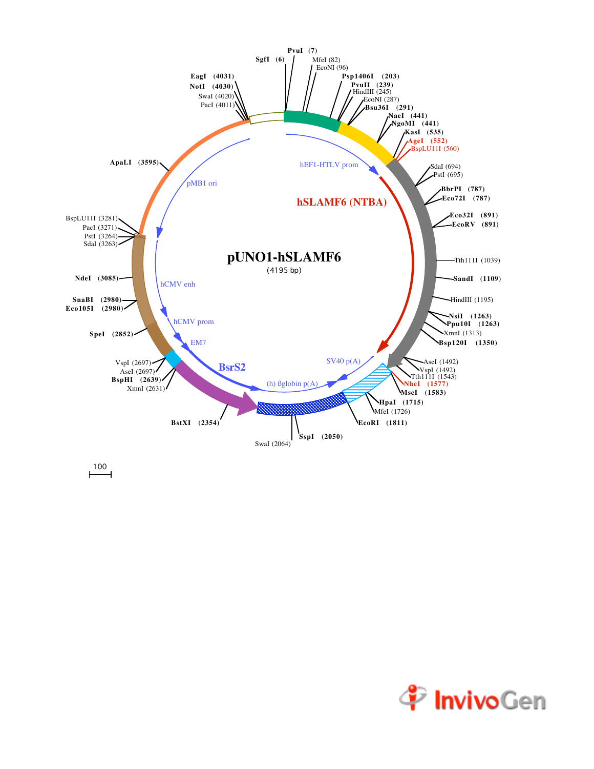# pUNO1-hSLAMF6

(4195 bp)

**Features:**

- hEF1-HTLV prom
- hSLAMF6 (NTBA)
- SV40 p(A)
- (h) ßglobin p(A)
- BsrS2
- EM7
- hCMV prom
- hCMV enh
- pMB1 ori

**Restriction sites:**

- SgfI (6)
- PvuI (7)
- MfeI (82)
- EcoNI (96)
- Psp1406I (203)
- PvuII (239)
- HindIII (245)
- EcoNI (287)
- Bsu36I (291)
- NaeI (441)
- NgoMI (441)
- KasI (535)
- AgeI (552)
- BspLU11I (560)
- SdaI (694)
- PstI (695)
- BbrPI (787)
- Eco72I (787)
- Eco32I (891)
- EcoRV (891)
- Tth111I (1039)
- SandI (1109)
- HindIII (1195)
- NsiI (1263)
- Ppu10I (1263)
- XmnI (1313)
- Bsp120I (1350)
- AseI (1492)
- VspI (1492)
- Tth111I (1543)
- NheI (1577)
- MscI (1583)
- HpaI (1715)
- MfeI (1726)
- EcoRI (1811)
- SspI (2050)
- SwaI (2064)
- BstXI (2354)
- XmnI (2631)
- BspHI (2639)
- AseI (2697)
- VspI (2697)
- SpeI (2852)
- SnaBI (2980)
- Eco105I (2980)
- NdeI (3085)
- SdaI (3263)
- PstI (3264)
- PacI (3271)
- BspLU11I (3281)
- ApaLI (3595)
- PacI (4011)
- SwaI (4020)
- NotI (4030)
- EagI (4031)

100

InvivoGen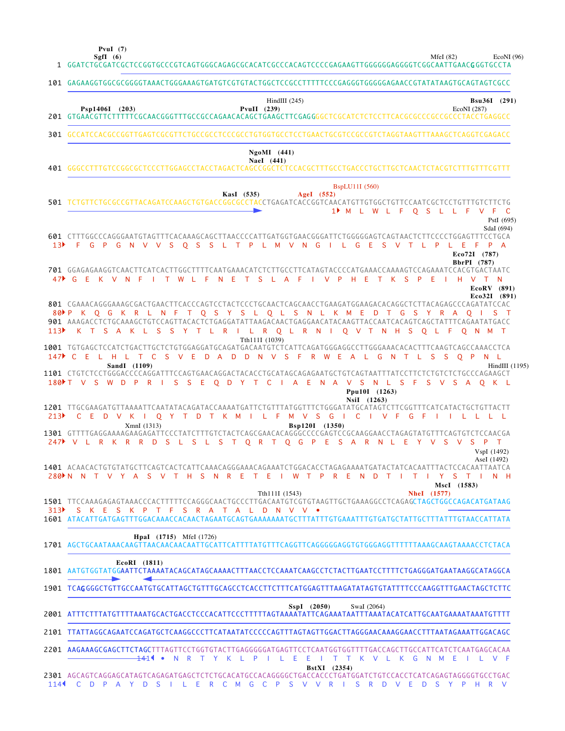```
                                                                                      
        PvuI (7)
        SgfI (6)                                                                                     MfeI (82)        EcoNI (96)
   1  GGATCTGCGATCGCTCCGGTGCCCGTCAGTGGGCAGAGCGCACATCGCCCACAGTCCCCGAGAAGTTGGGGGGAGGGGTCGGCAATTGAACGGGTGCCTA

 101  GAGAAGGTGGCGCGGGGTAAACTGGGAAAGTGATGTCGTGTACTGGCTCCGCCTTTTTCCCGAGGGTGGGGGAGAACCGTATATAAGTGCAGTAGTCGCC

                                                  HindIII (245)                                            Bsu36I (291)
        Psp1406I (203)                  PvuII (239)                                               EcoNI (287)
 201  GTGAACGTTCTTTTTCGCAACGGGTTTGCCGCCAGAACACAGCTGAAGCTTCGAGGGGCTCGCATCTCTCCTTCACGCGCCCGCCGCCCTACCTGAGGCC

 301  GCCATCCACGCCGGTTGAGTCGCGTTCTGCCGCCTCCCGCCTGTGGTGCCTCCTGAACTGCGTCCGCCGTCTAGGTAAGTTTAAAGCTCAGGTCGAGACC

                                                   NgoMI (441)
                                                   NaeI (441)
 401  GGGCCTTTGTCCGGCGCTCCCTTGGAGCCTACCTAGACTCAGCCGGCTCTCCACGCTTTGCCTGACCCTGCTTGCTCAACTCTACGTCTTTGTTTCGTT

                                                                          BspLU11I (560)
                                             KasI (535)            AgeI (552)
 501  TCTGTTCTGCGCCGTTACAGATCCAAGCTGTGACCGGCGCCTACCTGAGATCACCGGTCAACATGTTGTGGCTGTTCCAATCGCTCCTGTTTGTCTTCTG
                                                                           1▸ M  L  W  L  F  Q  S  L  L  F  V  F  C
                                                                                                             PstI (695)
                                                                                                            SdaI (694)
 601  CTTTGGCCCAGGGAATGTAGTTTCACAAAGCAGCTTAACCCCATTGATGGTGAACGGGATTCTGGGGGAGTCAGTAACTCTTCCCCTGGAGTTTCCTGCA
  13▸  F  G  P  G  N  V  V  S  Q  S  S  L  T  P  L  M  V  N  G  I  L  G  E  S  V  T  L  P  L  E  F  P  A
                                                                                                Eco72I (787)
                                                                                                BbrPI (787)
 701  GGAGAGAAGGTCAACTTCATCACTTGGCTTTTCAATGAAACATCTCTTGCCTTCATAGTACCCCATGAAACCAAAAGTCCAGAAATCCACGTGACTAATC
  47▸ G  E  K  V  N  F  I  T  W  L  F  N  E  T  S  L  A  F  I  V  P  H  E  T  K  S  P  E  I  H  V  T  N
                                                                                                    EcoRV (891)
                                                                                                    Eco32I (891)
 801  CGAAACAGGGAAAGCGACTGAACTTCACCCAGTCCTACTCCCTGCAACTCAGCAACCTGAAGATGGAAGACACAGGCTCTTACAGAGCCCAGATATCCAC
  80▸P  K  Q  G  K  R  L  N  F  T  Q  S  Y  S  L  Q  L  S  N  L  K  M  E  D  T  G  S  Y  R  A  Q  I  S  T
 901  AAAGACCTCTGCAAAGCTGTCCAGTTACACTCTGAGGATATTAAGACAACTGAGGAACATACAAGTTACCAATCACAGTCAGCTATTTCAGAATATGACC
 113▸  K  T  S  A  K  L  S  S  Y  T  L  R  I  L  R  Q  L  R  N  I  Q  V  T  N  H  S  Q  L  F  Q  N  M  T
                                                   Tth111I (1039)
1001  TGTGAGCTCCATCTGACTTGCTCTGTGGAGGATGCAGATGACAATGTCTCATTCAGATGGGAGGCCTTGGGAAACACACTTTCAAGTCAGCCAAACCTCA
 147▸ C  E  L  H  L  T  C  S  V  E  D  A  D  D  N  V  S  F  R  W  E  A  L  G  N  T  L  S  S  Q  P  N  L
                SandI (1109)                                                                             HindIII (1195)
1101  CTGTCTCCTGGGACCCCAGGATTTCCAGTGAACAGGACTACACCTGCATAGCAGAGAATGCTGTCAGTAATTTATCCTTCTCTGTCTCTGCCCAGAAGCT
 180▸T  V  S  W  D  P  R  I  S  S  E  Q  D  Y  T  C  I  A  E  N  A  V  S  N  L  S  F  S  V  S  A  Q  K  L
                                                                        Ppu10I (1263)
                                                                        NsiI (1263)
1201  TTGCGAAGATGTTAAAATTCAATATACAGATACCAAAATGATTCTGTTTATGGTTTCTGGGATATGCATAGTCTTCGGTTTCATCATACTGCTGTTACTT
 213▸  C  E  D  V  K  I  Q  Y  T  D  T  K  M  I  L  F  M  V  S  G  I  C  I  V  F  G  F  I  I  L  L  L  L
                    XmnI (1313)                            Bsp120I (1350)
1301  GTTTTGAGGAAAAGAAGAGATTCCCTATCTTTGTCTACTCAGCGAACACAGGGCCCCGAGTCCGCAAGGAACCTAGAGTATGTTTCAGTGTCTCCAACGA
 247▸ V  L  R  K  R  R  D  S  L  S  L  S  T  Q  R  T  Q  G  P  E  S  A  R  N  L  E  Y  V  S  V  S  P  T
                                                                                                         VspI (1492)
                                                                                                         AseI (1492)
1401  ACAACACTGTGTATGCTTCAGTCACTCATTCAAACAGGGAAACAGAAATCTGGACACCTAGAGAAAATGATACTATCACAATTTACTCCACAATTAATCA
 280▸N  N  T  V  Y  A  S  V  T  H  S  N  R  E  T  E  I  W  T  P  R  E  N  D  T  I  T  I  Y  S  T  I  N  H
                                                                                            MscI (1583)
                                                    Tth111I (1543)                      NheI (1577)
1501  TTCCAAAGAGAGTAAACCCACTTTTTCCAGGGCAACTGCCCTTGACAATGTCGTGTAAGTTGCTGAAAGGCCTCAGAGCTAGCTGGCCAGACATGATAAG
 313▸  S  K  E  S  K  P  T  F  S  R  A  T  A  L  D  N  V  V  •
1601  ATACATTGATGAGTTTGGACAAACCACAACTAGAATGCAGTGAAAAAAATGCTTTATTTGTGAAATTTGTGATGCTATTGCTTTATTTGTAACCATTATA

                 HpaI (1715)  MfeI (1726)
1701  AGCTGCAATAAACAAGTTAACAACAACAATTGCATTCATTTTATGTTTCAGGTTCAGGGGGAGGTGTGGGAGGTTTTTTAAAGCAAGTAAAACCTCTACA

              EcoRI (1811)
1801  AATGTGGTATGGAATTCTAAAATACAGCATAGCAAAACTTTAACCTCCAAATCAAGCCTCTACTTGAATCCTTTTCTGAGGGATGAATAAGGCATAGGCA

1901  TCAGGGGCTGTTGCCAATGTGCATTAGCTGTTTGCAGCCTCACCTTCTTTCATGGAGTTTAAGATATAGTGTATTTTCCCAAGGTTTGAACTAGCTCTTC

                                                            SspI (2050)         SwaI (2064)
2001  ATTTCTTTATGTTTTAAATGCACTGACCTCCCACATTCCCTTTTTAGTAAAATATTCAGAAATAATTTAAATACATCATTGCAATGAAAATAAATGTTTT

2101  TTATTAGGCAGAATCCAGATGCTCAAGGCCCTTCATAATATCCCCCAGTTTAGTAGTTGGACTTAGGGAACAAAGGAACCTTTAATAGAAATTGGACAGC

2201  AAGAAAGCGAGCTTCTAGCTTTAGTTCCTGGTGTACTTGAGGGGGATGAGTTCCTCAATGGTGGTTTTGACCAGCTTGCCATTCATCTCAATGAGCACAA
                         141◂  •  N  R  T  Y  K  L  P  I  L  E  E  I  T  T  K  V  L  K  G  N  M  E  I  L  V  F
                                                                       BstXI (2354)
2301  AGCAGTCAGGAGCATAGTCAGAGATGAGCTCTCTGCACATGCCACAGGGGCTGACCACCCTGATGGATCTGTCCACCTCATCAGAGTAGGGGTGCCTGAC
 114◂  C  D  P  A  Y  D  S  I  L  E  R  C  M  G  C  P  S  V  V  R  I  S  R  D  V  E  D  S  Y  P  H  R  V
```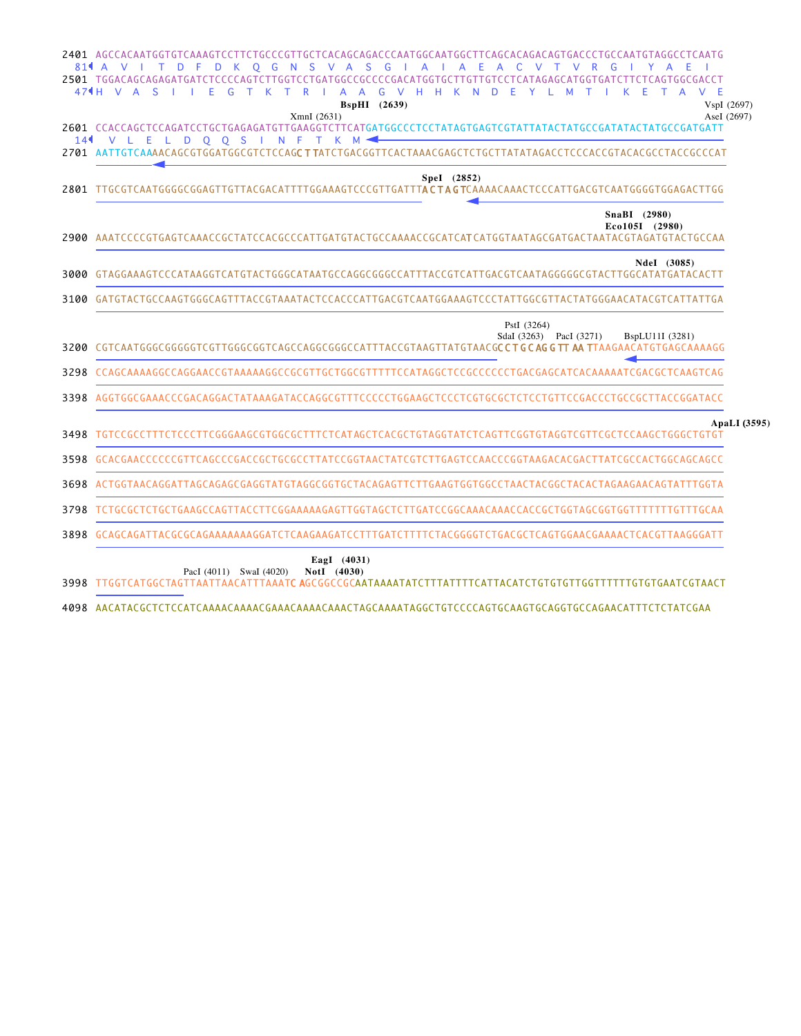```
2401 AGCCACAATGGTGTCAAAGTCCTTCTGCCCGTTGCTCACAGCAGACCCAATGGCAATGGCTTCAGCACAGACAGTGACCCTGCCAATGTAGGCCTCAATG
 81◂ A  V  I  T  D  F  D  K  Q  G  N  S  V  A  S  G  I  A  I  A  E  A  C  V  T  V  R  G  I  Y  A  E  I
2501 TGGACAGCAGAGATGATCTCCCCAGTCTTGGTCCTGATGGCCGCCCCGACATGGTGCTTGTTGTCCTCATAGAGCATGGTGATCTTCTCAGTGGCGACCT
 47◂H  V  A  S  I  I  E  G  T  K  T  R  I  A  A  G  V  H  H  K  N  D  E  Y  L  M  T  I  K  E  T  A  V  E
                                                                  BspHI (2639)                                         VspI (2697)
                                         XmnI (2631)                                                                   AseI (2697)
2601 CCACCAGCTCCAGATCCTGCTGAGAGATGTTGAAGGTCTTCATGATGGCCCTCCTATAGTGAGTCGTATTATACTATGCCGATATACTATGCCGATGATT
 14◂  V  L  E  L  D  Q  Q  S  I  N  F  T  K  M
2701 AATTGTCAAAACAGCGTGGATGGCGTCTCCAGCTTATCTGACGGTTCACTAAACGAGCTCTGCTTATATAGACCTCCCACCGTACACGCCTACCGCCCAT
                                                                     SpeI (2852)
2801 TTGCGTCAATGGGGCGGAGTTGTTACGACATTTTGGAAAGTCCCGTTGATTTACTAGTCAAAACAAACTCCCATTGACGTCAATGGGGTGGAGACTTGG
                                                                                                       SnaBI (2980)
                                                                                                       Eco105I (2980)
2900 AAATCCCCGTGAGTCAAACCGCTATCCACGCCCATTGATGTACTGCCAAAACCGCATCATCATGGTAATAGCGATGACTAATACGTAGATGTACTGCCAA
                                                                                                          NdeI (3085)
3000 GTAGGAAAGTCCCATAAGGTCATGTACTGGGCATAATGCCAGGCGGGCCATTTACCGTCATTGACGTCAATAGGGGGCGTACTTGGCATATGATACACTT
3100 GATGTACTGCCAAGTGGGCAGTTTACCGTAAATACTCCACCCATTGACGTCAATGGAAAGTCCCTATTGGCGTTACTATGGGAACATACGTCATTATTGA
                                                                                      PstI (3264)
                                                                                      SdaI (3263)  PacI (3271)  BspLU11I (3281)
3200 CGTCAATGGGCGGGGGTCGTTGGGCGGTCAGCCAGGCGGGCCATTTACCGTAAGTTATGTAACGCCTGCAGGTTAATTAAGAACATGTGAGCAAAAGG
3298 CCAGCAAAAGGCCAGGAACCGTAAAAAGGCCGCGTTGCTGGCGTTTTTCCATAGGCTCCGCCCCCCTGACGAGCATCACAAAAATCGACGCTCAAGTCAG
3398 AGGTGGCGAAACCCGACAGGACTATAAAGATACCAGGCGTTTCCCCCTGGAAGCTCCCTCGTGCGCTCTCCTGTTCCGACCCTGCCGCTTACCGGATACC
                                                                                                              ApaLI (3595)
3498 TGTCCGCCTTTCTCCCTTCGGGAAGCGTGGCGCTTTCTCATAGCTCACGCTGTAGGTATCTCAGTTCGGTGTAGGTCGTTCGCTCCAAGCTGGGCTGTGT
3598 GCACGAACCCCCCGTTCAGCCCGACCGCTGCGCCTTATCCGGTAACTATCGTCTTGAGTCCAACCCGGTAAGACACGACTTATCGCCACTGGCAGCAGCC
3698 ACTGGTAACAGGATTAGCAGAGCGAGGTATGTAGGCGGTGCTACAGAGTTCTTGAAGTGGTGGCCTAACTACGGCTACACTAGAAGAACAGTATTTGGTA
3798 TCTGCGCTCTGCTGAAGCCAGTTACCTTCGGAAAAAGAGTTGGTAGCTCTTGATCCGGCAAACAAACCACCGCTGGTAGCGGTGGTTTTTTTGTTTGCAA
3898 GCAGCAGATTACGCGCAGAAAAAAAGGATCTCAAGAAGATCCTTTGATCTTTTCTACGGGGTCTGACGCTCAGTGGAACGAAAACTCACGTTAAGGGATT
                                            EagI (4031)
                PacI (4011)   SwaI (4020)   NotI (4030)
3998 TTGGTCATGGCTAGTTAATTAACATTTAAATCAGCGGCCGCAATAAAATATCTTTATTTTCATTACATCTGTGTGTTGGTTTTTTGTGTGAATCGTAACT
4098 AACATACGCTCTCCATCAAAACAAAACGAAACAAAACAAACTAGCAAAATAGGCTGTCCCCAGTGCAAGTGCAGGTGCCAGAACATTTCTCTATCGAA
```